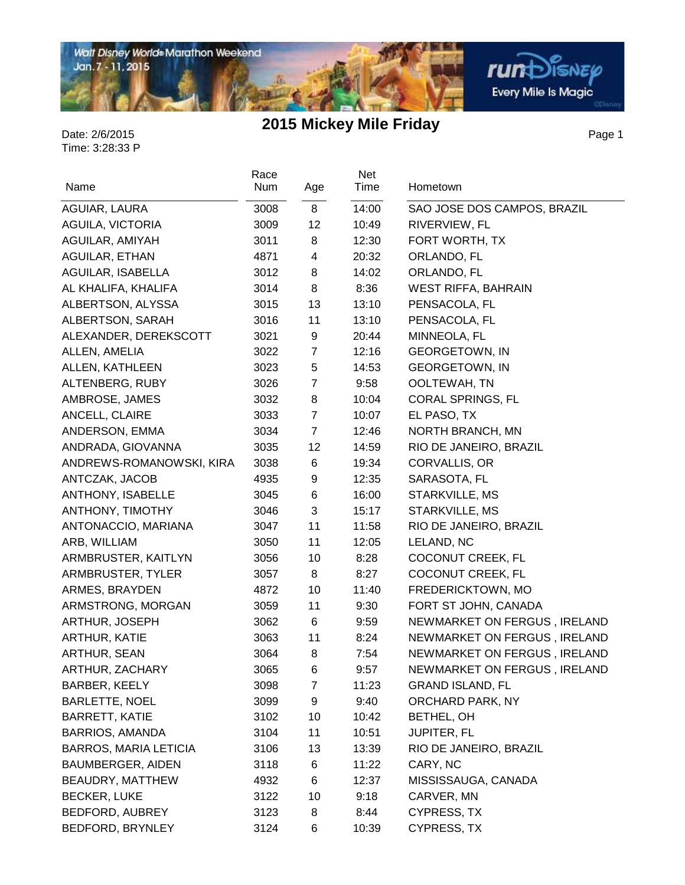# 2015 Mickey Mile Friday

Date: 2/6/2015
Time: 3:28:33 P

| Name | Race Num | Age | Net Time | Hometown |
|---|---|---|---|---|
| AGUIAR, LAURA | 3008 | 8 | 14:00 | SAO JOSE DOS CAMPOS, BRAZIL |
| AGUILA, VICTORIA | 3009 | 12 | 10:49 | RIVERVIEW, FL |
| AGUILAR, AMIYAH | 3011 | 8 | 12:30 | FORT WORTH, TX |
| AGUILAR, ETHAN | 4871 | 4 | 20:32 | ORLANDO, FL |
| AGUILAR, ISABELLA | 3012 | 8 | 14:02 | ORLANDO, FL |
| AL KHALIFA, KHALIFA | 3014 | 8 | 8:36 | WEST RIFFA, BAHRAIN |
| ALBERTSON, ALYSSA | 3015 | 13 | 13:10 | PENSACOLA, FL |
| ALBERTSON, SARAH | 3016 | 11 | 13:10 | PENSACOLA, FL |
| ALEXANDER, DEREKSCOTT | 3021 | 9 | 20:44 | MINNEOLA, FL |
| ALLEN, AMELIA | 3022 | 7 | 12:16 | GEORGETOWN, IN |
| ALLEN, KATHLEEN | 3023 | 5 | 14:53 | GEORGETOWN, IN |
| ALTENBERG, RUBY | 3026 | 7 | 9:58 | OOLTEWAH, TN |
| AMBROSE, JAMES | 3032 | 8 | 10:04 | CORAL SPRINGS, FL |
| ANCELL, CLAIRE | 3033 | 7 | 10:07 | EL PASO, TX |
| ANDERSON, EMMA | 3034 | 7 | 12:46 | NORTH BRANCH, MN |
| ANDRADA, GIOVANNA | 3035 | 12 | 14:59 | RIO DE JANEIRO, BRAZIL |
| ANDREWS-ROMANOWSKI, KIRA | 3038 | 6 | 19:34 | CORVALLIS, OR |
| ANTCZAK, JACOB | 4935 | 9 | 12:35 | SARASOTA, FL |
| ANTHONY, ISABELLE | 3045 | 6 | 16:00 | STARKVILLE, MS |
| ANTHONY, TIMOTHY | 3046 | 3 | 15:17 | STARKVILLE, MS |
| ANTONACCIO, MARIANA | 3047 | 11 | 11:58 | RIO DE JANEIRO, BRAZIL |
| ARB, WILLIAM | 3050 | 11 | 12:05 | LELAND, NC |
| ARMBRUSTER, KAITLYN | 3056 | 10 | 8:28 | COCONUT CREEK, FL |
| ARMBRUSTER, TYLER | 3057 | 8 | 8:27 | COCONUT CREEK, FL |
| ARMES, BRAYDEN | 4872 | 10 | 11:40 | FREDERICKTOWN, MO |
| ARMSTRONG, MORGAN | 3059 | 11 | 9:30 | FORT ST JOHN, CANADA |
| ARTHUR, JOSEPH | 3062 | 6 | 9:59 | NEWMARKET ON FERGUS , IRELAND |
| ARTHUR, KATIE | 3063 | 11 | 8:24 | NEWMARKET ON FERGUS , IRELAND |
| ARTHUR, SEAN | 3064 | 8 | 7:54 | NEWMARKET ON FERGUS , IRELAND |
| ARTHUR, ZACHARY | 3065 | 6 | 9:57 | NEWMARKET ON FERGUS , IRELAND |
| BARBER, KEELY | 3098 | 7 | 11:23 | GRAND ISLAND, FL |
| BARLETTE, NOEL | 3099 | 9 | 9:40 | ORCHARD PARK, NY |
| BARRETT, KATIE | 3102 | 10 | 10:42 | BETHEL, OH |
| BARRIOS, AMANDA | 3104 | 11 | 10:51 | JUPITER, FL |
| BARROS, MARIA LETICIA | 3106 | 13 | 13:39 | RIO DE JANEIRO, BRAZIL |
| BAUMBERGER, AIDEN | 3118 | 6 | 11:22 | CARY, NC |
| BEAUDRY, MATTHEW | 4932 | 6 | 12:37 | MISSISSAUGA, CANADA |
| BECKER, LUKE | 3122 | 10 | 9:18 | CARVER, MN |
| BEDFORD, AUBREY | 3123 | 8 | 8:44 | CYPRESS, TX |
| BEDFORD, BRYNLEY | 3124 | 6 | 10:39 | CYPRESS, TX |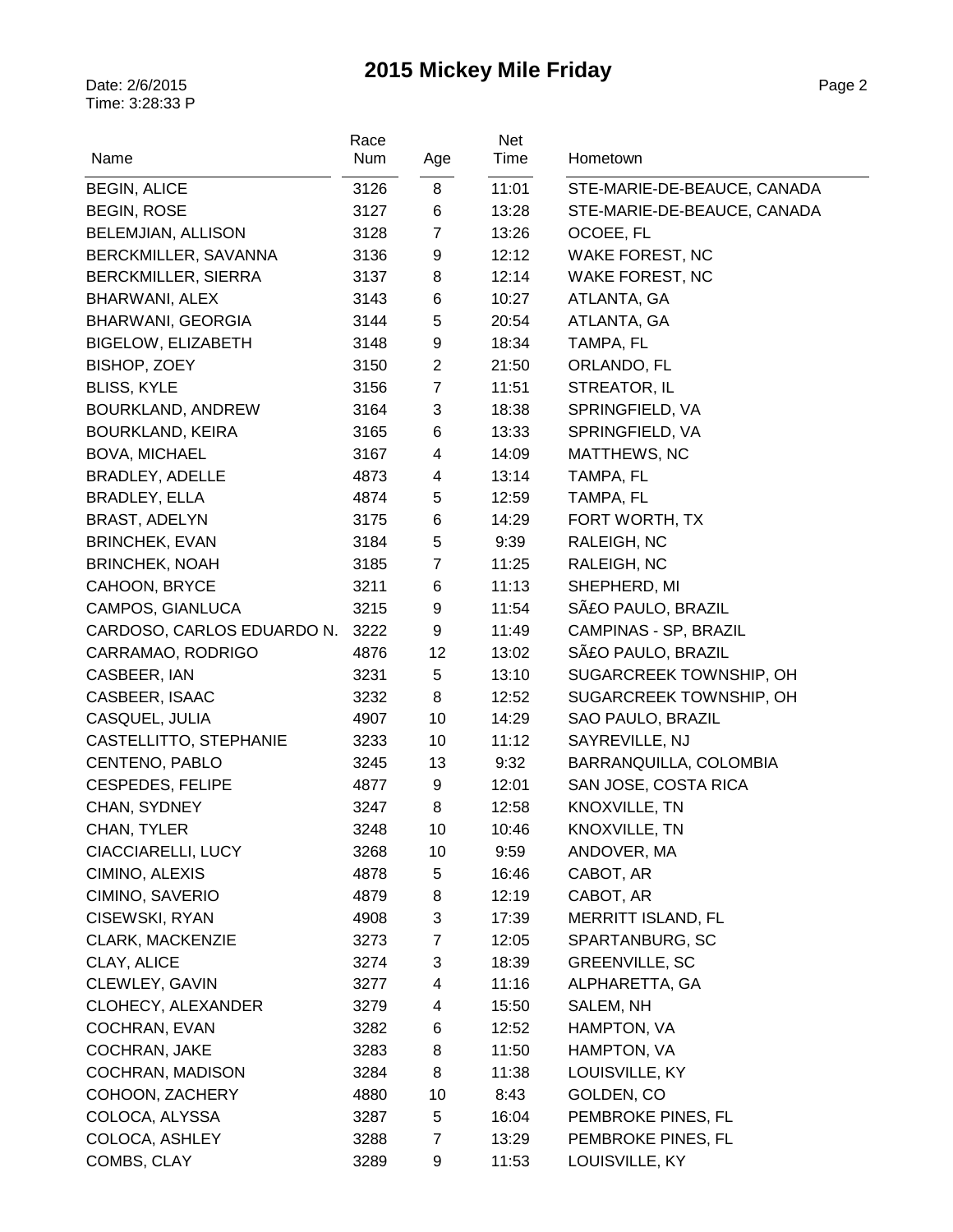# 2015 Mickey Mile Friday

Date: 2/6/2015
Time: 3:28:33 P

| Name | Race Num | Age | Net Time | Hometown |
|---|---|---|---|---|
| BEGIN, ALICE | 3126 | 8 | 11:01 | STE-MARIE-DE-BEAUCE, CANADA |
| BEGIN, ROSE | 3127 | 6 | 13:28 | STE-MARIE-DE-BEAUCE, CANADA |
| BELEMJIAN, ALLISON | 3128 | 7 | 13:26 | OCOEE, FL |
| BERCKMILLER, SAVANNA | 3136 | 9 | 12:12 | WAKE FOREST, NC |
| BERCKMILLER, SIERRA | 3137 | 8 | 12:14 | WAKE FOREST, NC |
| BHARWANI, ALEX | 3143 | 6 | 10:27 | ATLANTA, GA |
| BHARWANI, GEORGIA | 3144 | 5 | 20:54 | ATLANTA, GA |
| BIGELOW, ELIZABETH | 3148 | 9 | 18:34 | TAMPA, FL |
| BISHOP, ZOEY | 3150 | 2 | 21:50 | ORLANDO, FL |
| BLISS, KYLE | 3156 | 7 | 11:51 | STREATOR, IL |
| BOURKLAND, ANDREW | 3164 | 3 | 18:38 | SPRINGFIELD, VA |
| BOURKLAND, KEIRA | 3165 | 6 | 13:33 | SPRINGFIELD, VA |
| BOVA, MICHAEL | 3167 | 4 | 14:09 | MATTHEWS, NC |
| BRADLEY, ADELLE | 4873 | 4 | 13:14 | TAMPA, FL |
| BRADLEY, ELLA | 4874 | 5 | 12:59 | TAMPA, FL |
| BRAST, ADELYN | 3175 | 6 | 14:29 | FORT WORTH, TX |
| BRINCHEK, EVAN | 3184 | 5 | 9:39 | RALEIGH, NC |
| BRINCHEK, NOAH | 3185 | 7 | 11:25 | RALEIGH, NC |
| CAHOON, BRYCE | 3211 | 6 | 11:13 | SHEPHERD, MI |
| CAMPOS, GIANLUCA | 3215 | 9 | 11:54 | SÃ£O PAULO, BRAZIL |
| CARDOSO, CARLOS EDUARDO N. | 3222 | 9 | 11:49 | CAMPINAS - SP, BRAZIL |
| CARRAMAO, RODRIGO | 4876 | 12 | 13:02 | SÃ£O PAULO, BRAZIL |
| CASBEER, IAN | 3231 | 5 | 13:10 | SUGARCREEK TOWNSHIP, OH |
| CASBEER, ISAAC | 3232 | 8 | 12:52 | SUGARCREEK TOWNSHIP, OH |
| CASQUEL, JULIA | 4907 | 10 | 14:29 | SAO PAULO, BRAZIL |
| CASTELLITTO, STEPHANIE | 3233 | 10 | 11:12 | SAYREVILLE, NJ |
| CENTENO, PABLO | 3245 | 13 | 9:32 | BARRANQUILLA, COLOMBIA |
| CESPEDES, FELIPE | 4877 | 9 | 12:01 | SAN JOSE, COSTA RICA |
| CHAN, SYDNEY | 3247 | 8 | 12:58 | KNOXVILLE, TN |
| CHAN, TYLER | 3248 | 10 | 10:46 | KNOXVILLE, TN |
| CIACCIARELLI, LUCY | 3268 | 10 | 9:59 | ANDOVER, MA |
| CIMINO, ALEXIS | 4878 | 5 | 16:46 | CABOT, AR |
| CIMINO, SAVERIO | 4879 | 8 | 12:19 | CABOT, AR |
| CISEWSKI, RYAN | 4908 | 3 | 17:39 | MERRITT ISLAND, FL |
| CLARK, MACKENZIE | 3273 | 7 | 12:05 | SPARTANBURG, SC |
| CLAY, ALICE | 3274 | 3 | 18:39 | GREENVILLE, SC |
| CLEWLEY, GAVIN | 3277 | 4 | 11:16 | ALPHARETTA, GA |
| CLOHECY, ALEXANDER | 3279 | 4 | 15:50 | SALEM, NH |
| COCHRAN, EVAN | 3282 | 6 | 12:52 | HAMPTON, VA |
| COCHRAN, JAKE | 3283 | 8 | 11:50 | HAMPTON, VA |
| COCHRAN, MADISON | 3284 | 8 | 11:38 | LOUISVILLE, KY |
| COHOON, ZACHERY | 4880 | 10 | 8:43 | GOLDEN, CO |
| COLOCA, ALYSSA | 3287 | 5 | 16:04 | PEMBROKE PINES, FL |
| COLOCA, ASHLEY | 3288 | 7 | 13:29 | PEMBROKE PINES, FL |
| COMBS, CLAY | 3289 | 9 | 11:53 | LOUISVILLE, KY |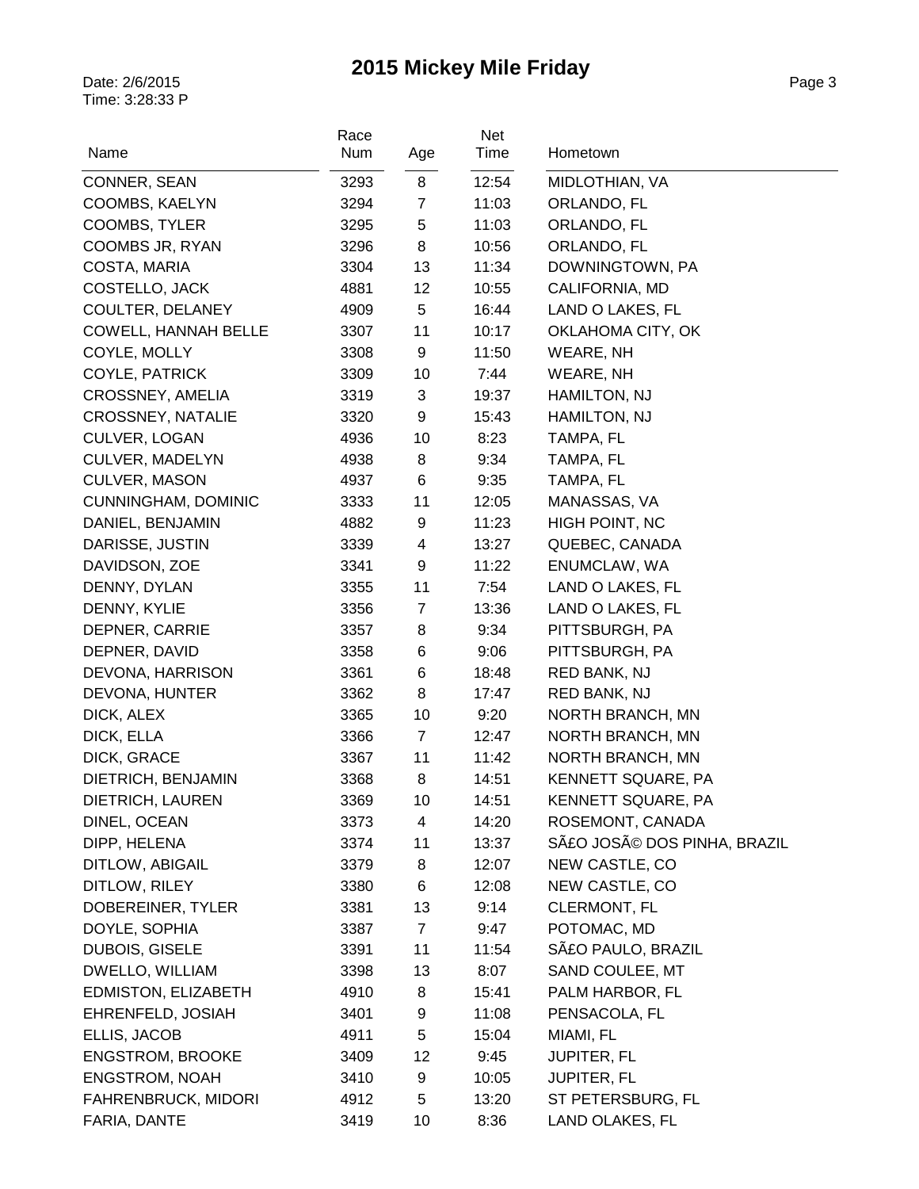# 2015 Mickey Mile Friday

Date: 2/6/2015
Time: 3:28:33 P

| Name | Race Num | Age | Net Time | Hometown |
|---|---|---|---|---|
| CONNER, SEAN | 3293 | 8 | 12:54 | MIDLOTHIAN, VA |
| COOMBS, KAELYN | 3294 | 7 | 11:03 | ORLANDO, FL |
| COOMBS, TYLER | 3295 | 5 | 11:03 | ORLANDO, FL |
| COOMBS JR, RYAN | 3296 | 8 | 10:56 | ORLANDO, FL |
| COSTA, MARIA | 3304 | 13 | 11:34 | DOWNINGTOWN, PA |
| COSTELLO, JACK | 4881 | 12 | 10:55 | CALIFORNIA, MD |
| COULTER, DELANEY | 4909 | 5 | 16:44 | LAND O LAKES, FL |
| COWELL, HANNAH BELLE | 3307 | 11 | 10:17 | OKLAHOMA CITY, OK |
| COYLE, MOLLY | 3308 | 9 | 11:50 | WEARE, NH |
| COYLE, PATRICK | 3309 | 10 | 7:44 | WEARE, NH |
| CROSSNEY, AMELIA | 3319 | 3 | 19:37 | HAMILTON, NJ |
| CROSSNEY, NATALIE | 3320 | 9 | 15:43 | HAMILTON, NJ |
| CULVER, LOGAN | 4936 | 10 | 8:23 | TAMPA, FL |
| CULVER, MADELYN | 4938 | 8 | 9:34 | TAMPA, FL |
| CULVER, MASON | 4937 | 6 | 9:35 | TAMPA, FL |
| CUNNINGHAM, DOMINIC | 3333 | 11 | 12:05 | MANASSAS, VA |
| DANIEL, BENJAMIN | 4882 | 9 | 11:23 | HIGH POINT, NC |
| DARISSE, JUSTIN | 3339 | 4 | 13:27 | QUEBEC, CANADA |
| DAVIDSON, ZOE | 3341 | 9 | 11:22 | ENUMCLAW, WA |
| DENNY, DYLAN | 3355 | 11 | 7:54 | LAND O LAKES, FL |
| DENNY, KYLIE | 3356 | 7 | 13:36 | LAND O LAKES, FL |
| DEPNER, CARRIE | 3357 | 8 | 9:34 | PITTSBURGH, PA |
| DEPNER, DAVID | 3358 | 6 | 9:06 | PITTSBURGH, PA |
| DEVONA, HARRISON | 3361 | 6 | 18:48 | RED BANK, NJ |
| DEVONA, HUNTER | 3362 | 8 | 17:47 | RED BANK, NJ |
| DICK, ALEX | 3365 | 10 | 9:20 | NORTH BRANCH, MN |
| DICK, ELLA | 3366 | 7 | 12:47 | NORTH BRANCH, MN |
| DICK, GRACE | 3367 | 11 | 11:42 | NORTH BRANCH, MN |
| DIETRICH, BENJAMIN | 3368 | 8 | 14:51 | KENNETT SQUARE, PA |
| DIETRICH, LAUREN | 3369 | 10 | 14:51 | KENNETT SQUARE, PA |
| DINEL, OCEAN | 3373 | 4 | 14:20 | ROSEMONT, CANADA |
| DIPP, HELENA | 3374 | 11 | 13:37 | SÃ£O JOSÃ© DOS PINHA, BRAZIL |
| DITLOW, ABIGAIL | 3379 | 8 | 12:07 | NEW CASTLE, CO |
| DITLOW, RILEY | 3380 | 6 | 12:08 | NEW CASTLE, CO |
| DOBEREINER, TYLER | 3381 | 13 | 9:14 | CLERMONT, FL |
| DOYLE, SOPHIA | 3387 | 7 | 9:47 | POTOMAC, MD |
| DUBOIS, GISELE | 3391 | 11 | 11:54 | SÃ£O PAULO, BRAZIL |
| DWELLO, WILLIAM | 3398 | 13 | 8:07 | SAND COULEE, MT |
| EDMISTON, ELIZABETH | 4910 | 8 | 15:41 | PALM HARBOR, FL |
| EHRENFELD, JOSIAH | 3401 | 9 | 11:08 | PENSACOLA, FL |
| ELLIS, JACOB | 4911 | 5 | 15:04 | MIAMI, FL |
| ENGSTROM, BROOKE | 3409 | 12 | 9:45 | JUPITER, FL |
| ENGSTROM, NOAH | 3410 | 9 | 10:05 | JUPITER, FL |
| FAHRENBRUCK, MIDORI | 4912 | 5 | 13:20 | ST PETERSBURG, FL |
| FARIA, DANTE | 3419 | 10 | 8:36 | LAND OLAKES, FL |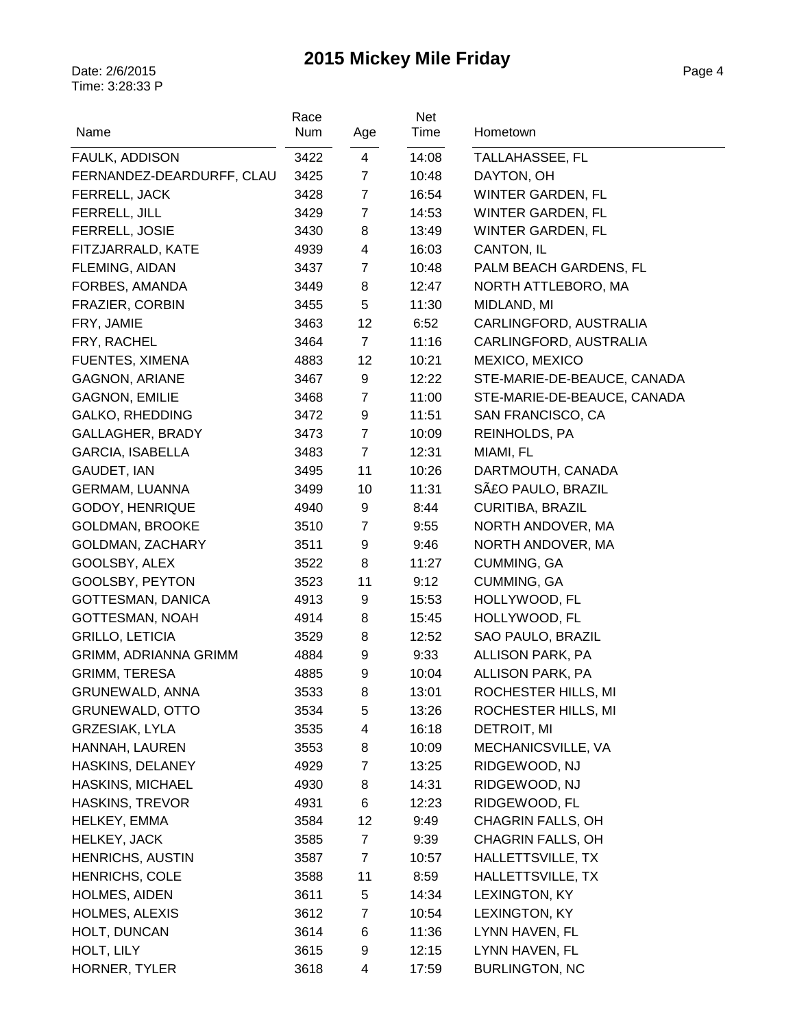# 2015 Mickey Mile Friday

Date: 2/6/2015
Time: 3:28:33 P

| Name | Race Num | Age | Net Time | Hometown |
|---|---|---|---|---|
| FAULK, ADDISON | 3422 | 4 | 14:08 | TALLAHASSEE, FL |
| FERNANDEZ-DEARDURFF, CLAU | 3425 | 7 | 10:48 | DAYTON, OH |
| FERRELL, JACK | 3428 | 7 | 16:54 | WINTER GARDEN, FL |
| FERRELL, JILL | 3429 | 7 | 14:53 | WINTER GARDEN, FL |
| FERRELL, JOSIE | 3430 | 8 | 13:49 | WINTER GARDEN, FL |
| FITZJARRALD, KATE | 4939 | 4 | 16:03 | CANTON, IL |
| FLEMING, AIDAN | 3437 | 7 | 10:48 | PALM BEACH GARDENS, FL |
| FORBES, AMANDA | 3449 | 8 | 12:47 | NORTH ATTLEBORO, MA |
| FRAZIER, CORBIN | 3455 | 5 | 11:30 | MIDLAND, MI |
| FRY, JAMIE | 3463 | 12 | 6:52 | CARLINGFORD, AUSTRALIA |
| FRY, RACHEL | 3464 | 7 | 11:16 | CARLINGFORD, AUSTRALIA |
| FUENTES, XIMENA | 4883 | 12 | 10:21 | MEXICO, MEXICO |
| GAGNON, ARIANE | 3467 | 9 | 12:22 | STE-MARIE-DE-BEAUCE, CANADA |
| GAGNON, EMILIE | 3468 | 7 | 11:00 | STE-MARIE-DE-BEAUCE, CANADA |
| GALKO, RHEDDING | 3472 | 9 | 11:51 | SAN FRANCISCO, CA |
| GALLAGHER, BRADY | 3473 | 7 | 10:09 | REINHOLDS, PA |
| GARCIA, ISABELLA | 3483 | 7 | 12:31 | MIAMI, FL |
| GAUDET, IAN | 3495 | 11 | 10:26 | DARTMOUTH, CANADA |
| GERMAM, LUANNA | 3499 | 10 | 11:31 | SÃ£O PAULO, BRAZIL |
| GODOY, HENRIQUE | 4940 | 9 | 8:44 | CURITIBA, BRAZIL |
| GOLDMAN, BROOKE | 3510 | 7 | 9:55 | NORTH ANDOVER, MA |
| GOLDMAN, ZACHARY | 3511 | 9 | 9:46 | NORTH ANDOVER, MA |
| GOOLSBY, ALEX | 3522 | 8 | 11:27 | CUMMING, GA |
| GOOLSBY, PEYTON | 3523 | 11 | 9:12 | CUMMING, GA |
| GOTTESMAN, DANICA | 4913 | 9 | 15:53 | HOLLYWOOD, FL |
| GOTTESMAN, NOAH | 4914 | 8 | 15:45 | HOLLYWOOD, FL |
| GRILLO, LETICIA | 3529 | 8 | 12:52 | SAO PAULO, BRAZIL |
| GRIMM, ADRIANNA GRIMM | 4884 | 9 | 9:33 | ALLISON PARK, PA |
| GRIMM, TERESA | 4885 | 9 | 10:04 | ALLISON PARK, PA |
| GRUNEWALD, ANNA | 3533 | 8 | 13:01 | ROCHESTER HILLS, MI |
| GRUNEWALD, OTTO | 3534 | 5 | 13:26 | ROCHESTER HILLS, MI |
| GRZESIAK, LYLA | 3535 | 4 | 16:18 | DETROIT, MI |
| HANNAH, LAUREN | 3553 | 8 | 10:09 | MECHANICSVILLE, VA |
| HASKINS, DELANEY | 4929 | 7 | 13:25 | RIDGEWOOD, NJ |
| HASKINS, MICHAEL | 4930 | 8 | 14:31 | RIDGEWOOD, NJ |
| HASKINS, TREVOR | 4931 | 6 | 12:23 | RIDGEWOOD, FL |
| HELKEY, EMMA | 3584 | 12 | 9:49 | CHAGRIN FALLS, OH |
| HELKEY, JACK | 3585 | 7 | 9:39 | CHAGRIN FALLS, OH |
| HENRICHS, AUSTIN | 3587 | 7 | 10:57 | HALLETTSVILLE, TX |
| HENRICHS, COLE | 3588 | 11 | 8:59 | HALLETTSVILLE, TX |
| HOLMES, AIDEN | 3611 | 5 | 14:34 | LEXINGTON, KY |
| HOLMES, ALEXIS | 3612 | 7 | 10:54 | LEXINGTON, KY |
| HOLT, DUNCAN | 3614 | 6 | 11:36 | LYNN HAVEN, FL |
| HOLT, LILY | 3615 | 9 | 12:15 | LYNN HAVEN, FL |
| HORNER, TYLER | 3618 | 4 | 17:59 | BURLINGTON, NC |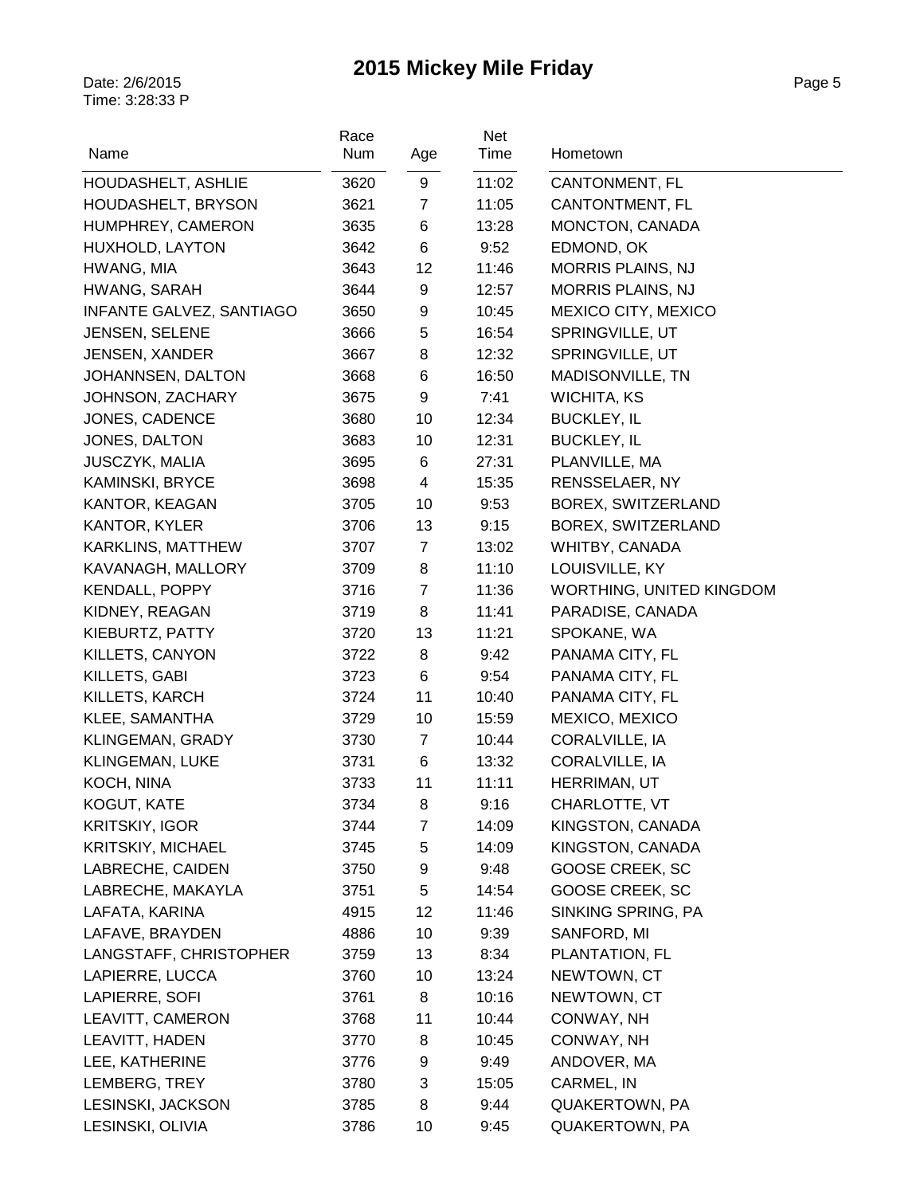# 2015 Mickey Mile Friday

Date: 2/6/2015
Time: 3:28:33 P

| Name | Race Num | Age | Net Time | Hometown |
|---|---|---|---|---|
| HOUDASHELT, ASHLIE | 3620 | 9 | 11:02 | CANTONMENT, FL |
| HOUDASHELT, BRYSON | 3621 | 7 | 11:05 | CANTONTMENT, FL |
| HUMPHREY, CAMERON | 3635 | 6 | 13:28 | MONCTON, CANADA |
| HUXHOLD, LAYTON | 3642 | 6 | 9:52 | EDMOND, OK |
| HWANG, MIA | 3643 | 12 | 11:46 | MORRIS PLAINS, NJ |
| HWANG, SARAH | 3644 | 9 | 12:57 | MORRIS PLAINS, NJ |
| INFANTE GALVEZ, SANTIAGO | 3650 | 9 | 10:45 | MEXICO CITY, MEXICO |
| JENSEN, SELENE | 3666 | 5 | 16:54 | SPRINGVILLE, UT |
| JENSEN, XANDER | 3667 | 8 | 12:32 | SPRINGVILLE, UT |
| JOHANNSEN, DALTON | 3668 | 6 | 16:50 | MADISONVILLE, TN |
| JOHNSON, ZACHARY | 3675 | 9 | 7:41 | WICHITA, KS |
| JONES, CADENCE | 3680 | 10 | 12:34 | BUCKLEY, IL |
| JONES, DALTON | 3683 | 10 | 12:31 | BUCKLEY, IL |
| JUSCZYK, MALIA | 3695 | 6 | 27:31 | PLANVILLE, MA |
| KAMINSKI, BRYCE | 3698 | 4 | 15:35 | RENSSELAER, NY |
| KANTOR, KEAGAN | 3705 | 10 | 9:53 | BOREX, SWITZERLAND |
| KANTOR, KYLER | 3706 | 13 | 9:15 | BOREX, SWITZERLAND |
| KARKLINS, MATTHEW | 3707 | 7 | 13:02 | WHITBY, CANADA |
| KAVANAGH, MALLORY | 3709 | 8 | 11:10 | LOUISVILLE, KY |
| KENDALL, POPPY | 3716 | 7 | 11:36 | WORTHING, UNITED KINGDOM |
| KIDNEY, REAGAN | 3719 | 8 | 11:41 | PARADISE, CANADA |
| KIEBURTZ, PATTY | 3720 | 13 | 11:21 | SPOKANE, WA |
| KILLETS, CANYON | 3722 | 8 | 9:42 | PANAMA CITY, FL |
| KILLETS, GABI | 3723 | 6 | 9:54 | PANAMA CITY, FL |
| KILLETS, KARCH | 3724 | 11 | 10:40 | PANAMA CITY, FL |
| KLEE, SAMANTHA | 3729 | 10 | 15:59 | MEXICO, MEXICO |
| KLINGEMAN, GRADY | 3730 | 7 | 10:44 | CORALVILLE, IA |
| KLINGEMAN, LUKE | 3731 | 6 | 13:32 | CORALVILLE, IA |
| KOCH, NINA | 3733 | 11 | 11:11 | HERRIMAN, UT |
| KOGUT, KATE | 3734 | 8 | 9:16 | CHARLOTTE, VT |
| KRITSKIY, IGOR | 3744 | 7 | 14:09 | KINGSTON, CANADA |
| KRITSKIY, MICHAEL | 3745 | 5 | 14:09 | KINGSTON, CANADA |
| LABRECHE, CAIDEN | 3750 | 9 | 9:48 | GOOSE CREEK, SC |
| LABRECHE, MAKAYLA | 3751 | 5 | 14:54 | GOOSE CREEK, SC |
| LAFATA, KARINA | 4915 | 12 | 11:46 | SINKING SPRING, PA |
| LAFAVE, BRAYDEN | 4886 | 10 | 9:39 | SANFORD, MI |
| LANGSTAFF, CHRISTOPHER | 3759 | 13 | 8:34 | PLANTATION, FL |
| LAPIERRE, LUCCA | 3760 | 10 | 13:24 | NEWTOWN, CT |
| LAPIERRE, SOFI | 3761 | 8 | 10:16 | NEWTOWN, CT |
| LEAVITT, CAMERON | 3768 | 11 | 10:44 | CONWAY, NH |
| LEAVITT, HADEN | 3770 | 8 | 10:45 | CONWAY, NH |
| LEE, KATHERINE | 3776 | 9 | 9:49 | ANDOVER, MA |
| LEMBERG, TREY | 3780 | 3 | 15:05 | CARMEL, IN |
| LESINSKI, JACKSON | 3785 | 8 | 9:44 | QUAKERTOWN, PA |
| LESINSKI, OLIVIA | 3786 | 10 | 9:45 | QUAKERTOWN, PA |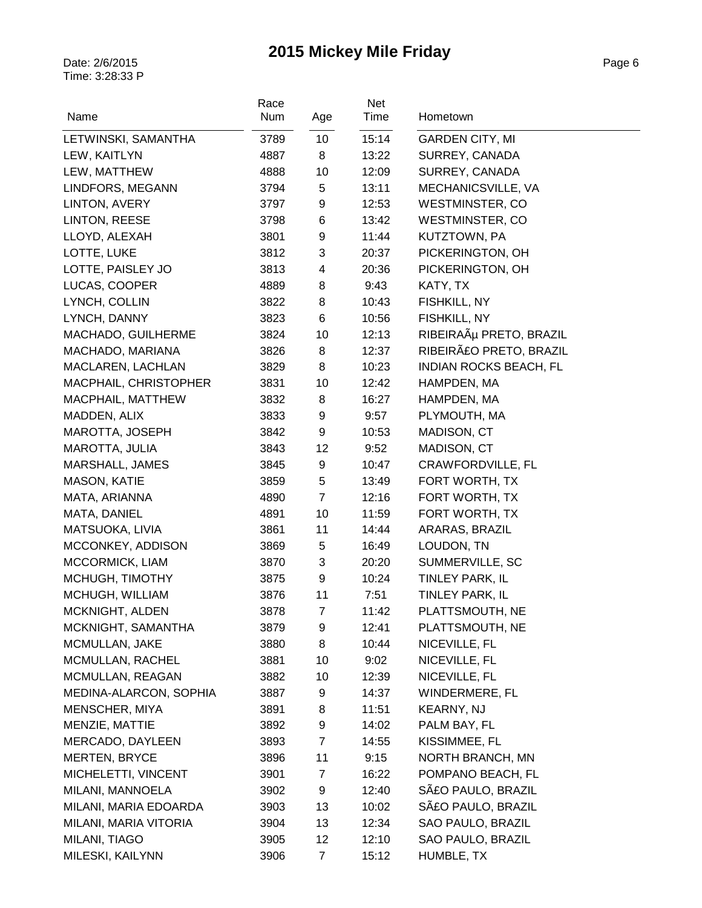# 2015 Mickey Mile Friday

Date: 2/6/2015
Time: 3:28:33 P

| Name | Race Num | Age | Net Time | Hometown |
|---|---|---|---|---|
| LETWINSKI, SAMANTHA | 3789 | 10 | 15:14 | GARDEN CITY, MI |
| LEW, KAITLYN | 4887 | 8 | 13:22 | SURREY, CANADA |
| LEW, MATTHEW | 4888 | 10 | 12:09 | SURREY, CANADA |
| LINDFORS, MEGANN | 3794 | 5 | 13:11 | MECHANICSVILLE, VA |
| LINTON, AVERY | 3797 | 9 | 12:53 | WESTMINSTER, CO |
| LINTON, REESE | 3798 | 6 | 13:42 | WESTMINSTER, CO |
| LLOYD, ALEXAH | 3801 | 9 | 11:44 | KUTZTOWN, PA |
| LOTTE, LUKE | 3812 | 3 | 20:37 | PICKERINGTON, OH |
| LOTTE, PAISLEY JO | 3813 | 4 | 20:36 | PICKERINGTON, OH |
| LUCAS, COOPER | 4889 | 8 | 9:43 | KATY, TX |
| LYNCH, COLLIN | 3822 | 8 | 10:43 | FISHKILL, NY |
| LYNCH, DANNY | 3823 | 6 | 10:56 | FISHKILL, NY |
| MACHADO, GUILHERME | 3824 | 10 | 12:13 | RIBEIRAÃµ PRETO, BRAZIL |
| MACHADO, MARIANA | 3826 | 8 | 12:37 | RIBEIRÃ£O PRETO, BRAZIL |
| MACLAREN, LACHLAN | 3829 | 8 | 10:23 | INDIAN ROCKS BEACH, FL |
| MACPHAIL, CHRISTOPHER | 3831 | 10 | 12:42 | HAMPDEN, MA |
| MACPHAIL, MATTHEW | 3832 | 8 | 16:27 | HAMPDEN, MA |
| MADDEN, ALIX | 3833 | 9 | 9:57 | PLYMOUTH, MA |
| MAROTTA, JOSEPH | 3842 | 9 | 10:53 | MADISON, CT |
| MAROTTA, JULIA | 3843 | 12 | 9:52 | MADISON, CT |
| MARSHALL, JAMES | 3845 | 9 | 10:47 | CRAWFORDVILLE, FL |
| MASON, KATIE | 3859 | 5 | 13:49 | FORT WORTH, TX |
| MATA, ARIANNA | 4890 | 7 | 12:16 | FORT WORTH, TX |
| MATA, DANIEL | 4891 | 10 | 11:59 | FORT WORTH, TX |
| MATSUOKA, LIVIA | 3861 | 11 | 14:44 | ARARAS, BRAZIL |
| MCCONKEY, ADDISON | 3869 | 5 | 16:49 | LOUDON, TN |
| MCCORMICK, LIAM | 3870 | 3 | 20:20 | SUMMERVILLE, SC |
| MCHUGH, TIMOTHY | 3875 | 9 | 10:24 | TINLEY PARK, IL |
| MCHUGH, WILLIAM | 3876 | 11 | 7:51 | TINLEY PARK, IL |
| MCKNIGHT, ALDEN | 3878 | 7 | 11:42 | PLATTSMOUTH, NE |
| MCKNIGHT, SAMANTHA | 3879 | 9 | 12:41 | PLATTSMOUTH, NE |
| MCMULLAN, JAKE | 3880 | 8 | 10:44 | NICEVILLE, FL |
| MCMULLAN, RACHEL | 3881 | 10 | 9:02 | NICEVILLE, FL |
| MCMULLAN, REAGAN | 3882 | 10 | 12:39 | NICEVILLE, FL |
| MEDINA-ALARCON, SOPHIA | 3887 | 9 | 14:37 | WINDERMERE, FL |
| MENSCHER, MIYA | 3891 | 8 | 11:51 | KEARNY, NJ |
| MENZIE, MATTIE | 3892 | 9 | 14:02 | PALM BAY, FL |
| MERCADO, DAYLEEN | 3893 | 7 | 14:55 | KISSIMMEE, FL |
| MERTEN, BRYCE | 3896 | 11 | 9:15 | NORTH BRANCH, MN |
| MICHELETTI, VINCENT | 3901 | 7 | 16:22 | POMPANO BEACH, FL |
| MILANI, MANNOELA | 3902 | 9 | 12:40 | SÃ£O PAULO, BRAZIL |
| MILANI, MARIA EDOARDA | 3903 | 13 | 10:02 | SÃ£O PAULO, BRAZIL |
| MILANI, MARIA VITORIA | 3904 | 13 | 12:34 | SAO PAULO, BRAZIL |
| MILANI, TIAGO | 3905 | 12 | 12:10 | SAO PAULO, BRAZIL |
| MILESKI, KAILYNN | 3906 | 7 | 15:12 | HUMBLE, TX |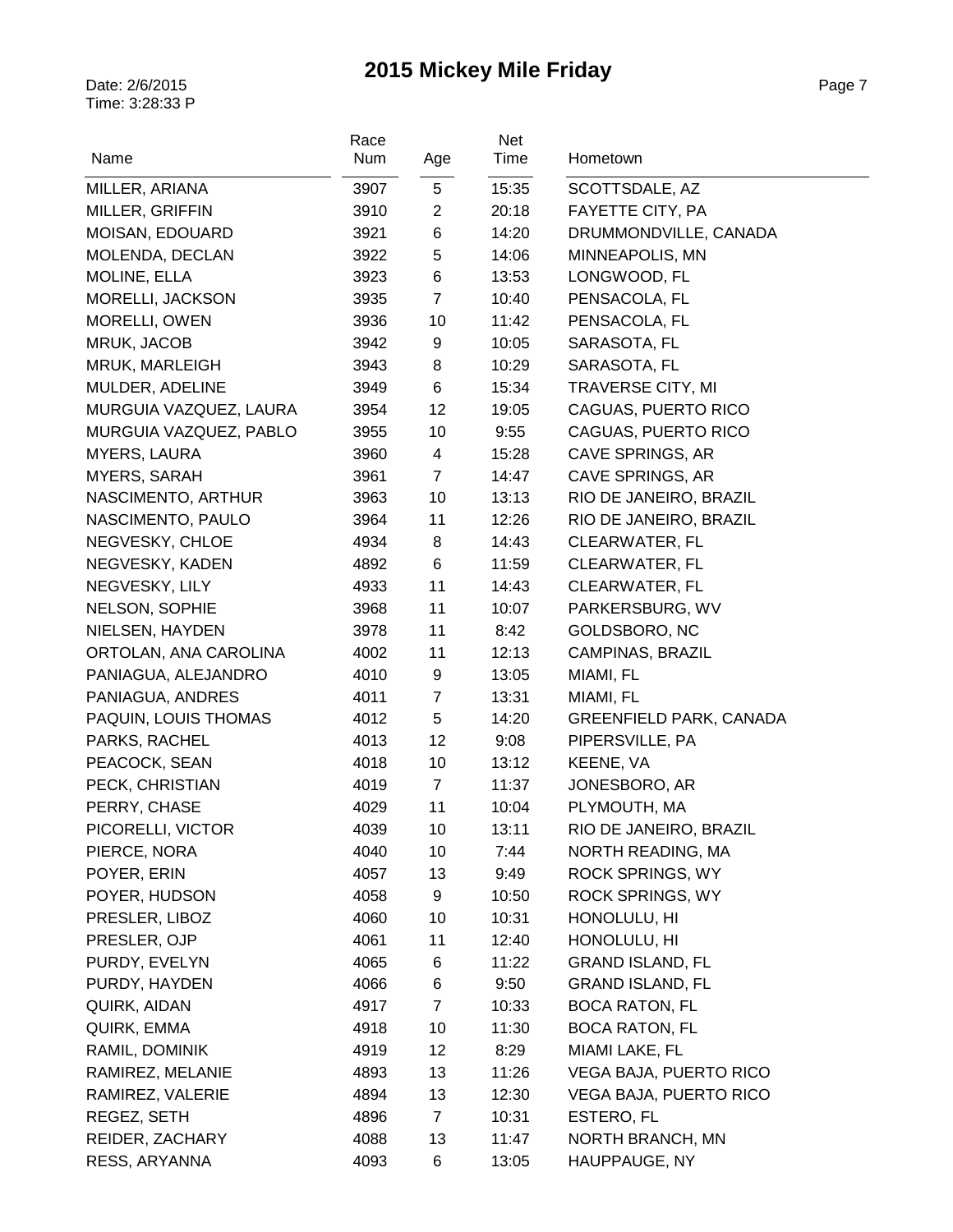# 2015 Mickey Mile Friday

Date: 2/6/2015
Time: 3:28:33 P

| Name | Race Num | Age | Net Time | Hometown |
|---|---|---|---|---|
| MILLER, ARIANA | 3907 | 5 | 15:35 | SCOTTSDALE, AZ |
| MILLER, GRIFFIN | 3910 | 2 | 20:18 | FAYETTE CITY, PA |
| MOISAN, EDOUARD | 3921 | 6 | 14:20 | DRUMMONDVILLE, CANADA |
| MOLENDA, DECLAN | 3922 | 5 | 14:06 | MINNEAPOLIS, MN |
| MOLINE, ELLA | 3923 | 6 | 13:53 | LONGWOOD, FL |
| MORELLI, JACKSON | 3935 | 7 | 10:40 | PENSACOLA, FL |
| MORELLI, OWEN | 3936 | 10 | 11:42 | PENSACOLA, FL |
| MRUK, JACOB | 3942 | 9 | 10:05 | SARASOTA, FL |
| MRUK, MARLEIGH | 3943 | 8 | 10:29 | SARASOTA, FL |
| MULDER, ADELINE | 3949 | 6 | 15:34 | TRAVERSE CITY, MI |
| MURGUIA VAZQUEZ, LAURA | 3954 | 12 | 19:05 | CAGUAS, PUERTO RICO |
| MURGUIA VAZQUEZ, PABLO | 3955 | 10 | 9:55 | CAGUAS, PUERTO RICO |
| MYERS, LAURA | 3960 | 4 | 15:28 | CAVE SPRINGS, AR |
| MYERS, SARAH | 3961 | 7 | 14:47 | CAVE SPRINGS, AR |
| NASCIMENTO, ARTHUR | 3963 | 10 | 13:13 | RIO DE JANEIRO, BRAZIL |
| NASCIMENTO, PAULO | 3964 | 11 | 12:26 | RIO DE JANEIRO, BRAZIL |
| NEGVESKY, CHLOE | 4934 | 8 | 14:43 | CLEARWATER, FL |
| NEGVESKY, KADEN | 4892 | 6 | 11:59 | CLEARWATER, FL |
| NEGVESKY, LILY | 4933 | 11 | 14:43 | CLEARWATER, FL |
| NELSON, SOPHIE | 3968 | 11 | 10:07 | PARKERSBURG, WV |
| NIELSEN, HAYDEN | 3978 | 11 | 8:42 | GOLDSBORO, NC |
| ORTOLAN, ANA CAROLINA | 4002 | 11 | 12:13 | CAMPINAS, BRAZIL |
| PANIAGUA, ALEJANDRO | 4010 | 9 | 13:05 | MIAMI, FL |
| PANIAGUA, ANDRES | 4011 | 7 | 13:31 | MIAMI, FL |
| PAQUIN, LOUIS THOMAS | 4012 | 5 | 14:20 | GREENFIELD PARK, CANADA |
| PARKS, RACHEL | 4013 | 12 | 9:08 | PIPERSVILLE, PA |
| PEACOCK, SEAN | 4018 | 10 | 13:12 | KEENE, VA |
| PECK, CHRISTIAN | 4019 | 7 | 11:37 | JONESBORO, AR |
| PERRY, CHASE | 4029 | 11 | 10:04 | PLYMOUTH, MA |
| PICORELLI, VICTOR | 4039 | 10 | 13:11 | RIO DE JANEIRO, BRAZIL |
| PIERCE, NORA | 4040 | 10 | 7:44 | NORTH READING, MA |
| POYER, ERIN | 4057 | 13 | 9:49 | ROCK SPRINGS, WY |
| POYER, HUDSON | 4058 | 9 | 10:50 | ROCK SPRINGS, WY |
| PRESLER, LIBOZ | 4060 | 10 | 10:31 | HONOLULU, HI |
| PRESLER, OJP | 4061 | 11 | 12:40 | HONOLULU, HI |
| PURDY, EVELYN | 4065 | 6 | 11:22 | GRAND ISLAND, FL |
| PURDY, HAYDEN | 4066 | 6 | 9:50 | GRAND ISLAND, FL |
| QUIRK, AIDAN | 4917 | 7 | 10:33 | BOCA RATON, FL |
| QUIRK, EMMA | 4918 | 10 | 11:30 | BOCA RATON, FL |
| RAMIL, DOMINIK | 4919 | 12 | 8:29 | MIAMI LAKE, FL |
| RAMIREZ, MELANIE | 4893 | 13 | 11:26 | VEGA BAJA, PUERTO RICO |
| RAMIREZ, VALERIE | 4894 | 13 | 12:30 | VEGA BAJA, PUERTO RICO |
| REGEZ, SETH | 4896 | 7 | 10:31 | ESTERO, FL |
| REIDER, ZACHARY | 4088 | 13 | 11:47 | NORTH BRANCH, MN |
| RESS, ARYANNA | 4093 | 6 | 13:05 | HAUPPAUGE, NY |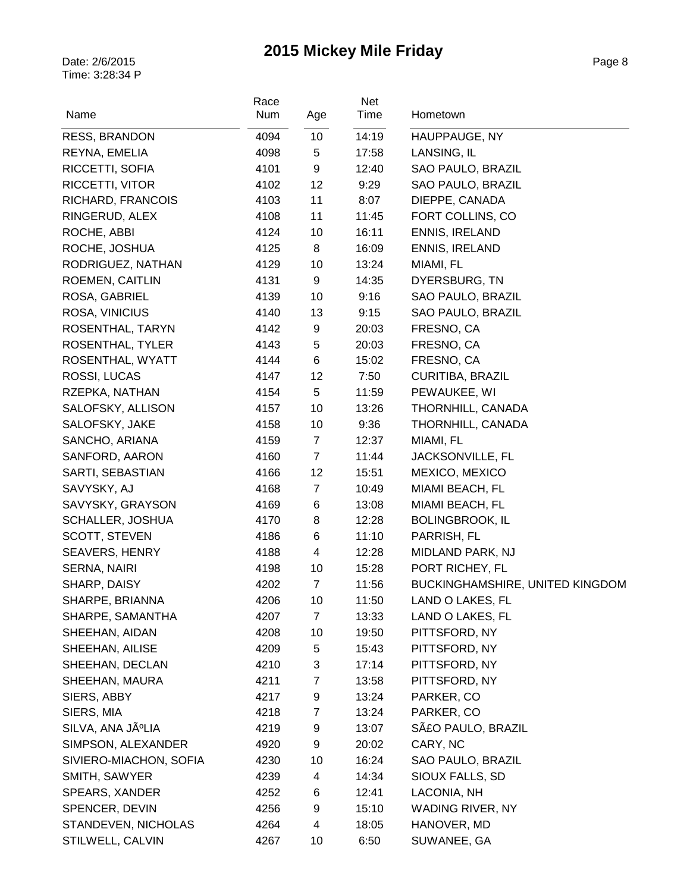# 2015 Mickey Mile Friday

Date: 2/6/2015
Time: 3:28:34 P

| Name | Race Num | Age | Net Time | Hometown |
|---|---|---|---|---|
| RESS, BRANDON | 4094 | 10 | 14:19 | HAUPPAUGE, NY |
| REYNA, EMELIA | 4098 | 5 | 17:58 | LANSING, IL |
| RICCETTI, SOFIA | 4101 | 9 | 12:40 | SAO PAULO, BRAZIL |
| RICCETTI, VITOR | 4102 | 12 | 9:29 | SAO PAULO, BRAZIL |
| RICHARD, FRANCOIS | 4103 | 11 | 8:07 | DIEPPE, CANADA |
| RINGERUD, ALEX | 4108 | 11 | 11:45 | FORT COLLINS, CO |
| ROCHE, ABBI | 4124 | 10 | 16:11 | ENNIS, IRELAND |
| ROCHE, JOSHUA | 4125 | 8 | 16:09 | ENNIS, IRELAND |
| RODRIGUEZ, NATHAN | 4129 | 10 | 13:24 | MIAMI, FL |
| ROEMEN, CAITLIN | 4131 | 9 | 14:35 | DYERSBURG, TN |
| ROSA, GABRIEL | 4139 | 10 | 9:16 | SAO PAULO, BRAZIL |
| ROSA, VINICIUS | 4140 | 13 | 9:15 | SAO PAULO, BRAZIL |
| ROSENTHAL, TARYN | 4142 | 9 | 20:03 | FRESNO, CA |
| ROSENTHAL, TYLER | 4143 | 5 | 20:03 | FRESNO, CA |
| ROSENTHAL, WYATT | 4144 | 6 | 15:02 | FRESNO, CA |
| ROSSI, LUCAS | 4147 | 12 | 7:50 | CURITIBA, BRAZIL |
| RZEPKA, NATHAN | 4154 | 5 | 11:59 | PEWAUKEE, WI |
| SALOFSKY, ALLISON | 4157 | 10 | 13:26 | THORNHILL, CANADA |
| SALOFSKY, JAKE | 4158 | 10 | 9:36 | THORNHILL, CANADA |
| SANCHO, ARIANA | 4159 | 7 | 12:37 | MIAMI, FL |
| SANFORD, AARON | 4160 | 7 | 11:44 | JACKSONVILLE, FL |
| SARTI, SEBASTIAN | 4166 | 12 | 15:51 | MEXICO, MEXICO |
| SAVYSKY, AJ | 4168 | 7 | 10:49 | MIAMI BEACH, FL |
| SAVYSKY, GRAYSON | 4169 | 6 | 13:08 | MIAMI BEACH, FL |
| SCHALLER, JOSHUA | 4170 | 8 | 12:28 | BOLINGBROOK, IL |
| SCOTT, STEVEN | 4186 | 6 | 11:10 | PARRISH, FL |
| SEAVERS, HENRY | 4188 | 4 | 12:28 | MIDLAND PARK, NJ |
| SERNA, NAIRI | 4198 | 10 | 15:28 | PORT RICHEY, FL |
| SHARP, DAISY | 4202 | 7 | 11:56 | BUCKINGHAMSHIRE, UNITED KINGDOM |
| SHARPE, BRIANNA | 4206 | 10 | 11:50 | LAND O LAKES, FL |
| SHARPE, SAMANTHA | 4207 | 7 | 13:33 | LAND O LAKES, FL |
| SHEEHAN, AIDAN | 4208 | 10 | 19:50 | PITTSFORD, NY |
| SHEEHAN, AILISE | 4209 | 5 | 15:43 | PITTSFORD, NY |
| SHEEHAN, DECLAN | 4210 | 3 | 17:14 | PITTSFORD, NY |
| SHEEHAN, MAURA | 4211 | 7 | 13:58 | PITTSFORD, NY |
| SIERS, ABBY | 4217 | 9 | 13:24 | PARKER, CO |
| SIERS, MIA | 4218 | 7 | 13:24 | PARKER, CO |
| SILVA, ANA JÃºLIA | 4219 | 9 | 13:07 | SÃ£O PAULO, BRAZIL |
| SIMPSON, ALEXANDER | 4920 | 9 | 20:02 | CARY, NC |
| SIVIERO-MIACHON, SOFIA | 4230 | 10 | 16:24 | SAO PAULO, BRAZIL |
| SMITH, SAWYER | 4239 | 4 | 14:34 | SIOUX FALLS, SD |
| SPEARS, XANDER | 4252 | 6 | 12:41 | LACONIA, NH |
| SPENCER, DEVIN | 4256 | 9 | 15:10 | WADING RIVER, NY |
| STANDEVEN, NICHOLAS | 4264 | 4 | 18:05 | HANOVER, MD |
| STILWELL, CALVIN | 4267 | 10 | 6:50 | SUWANEE, GA |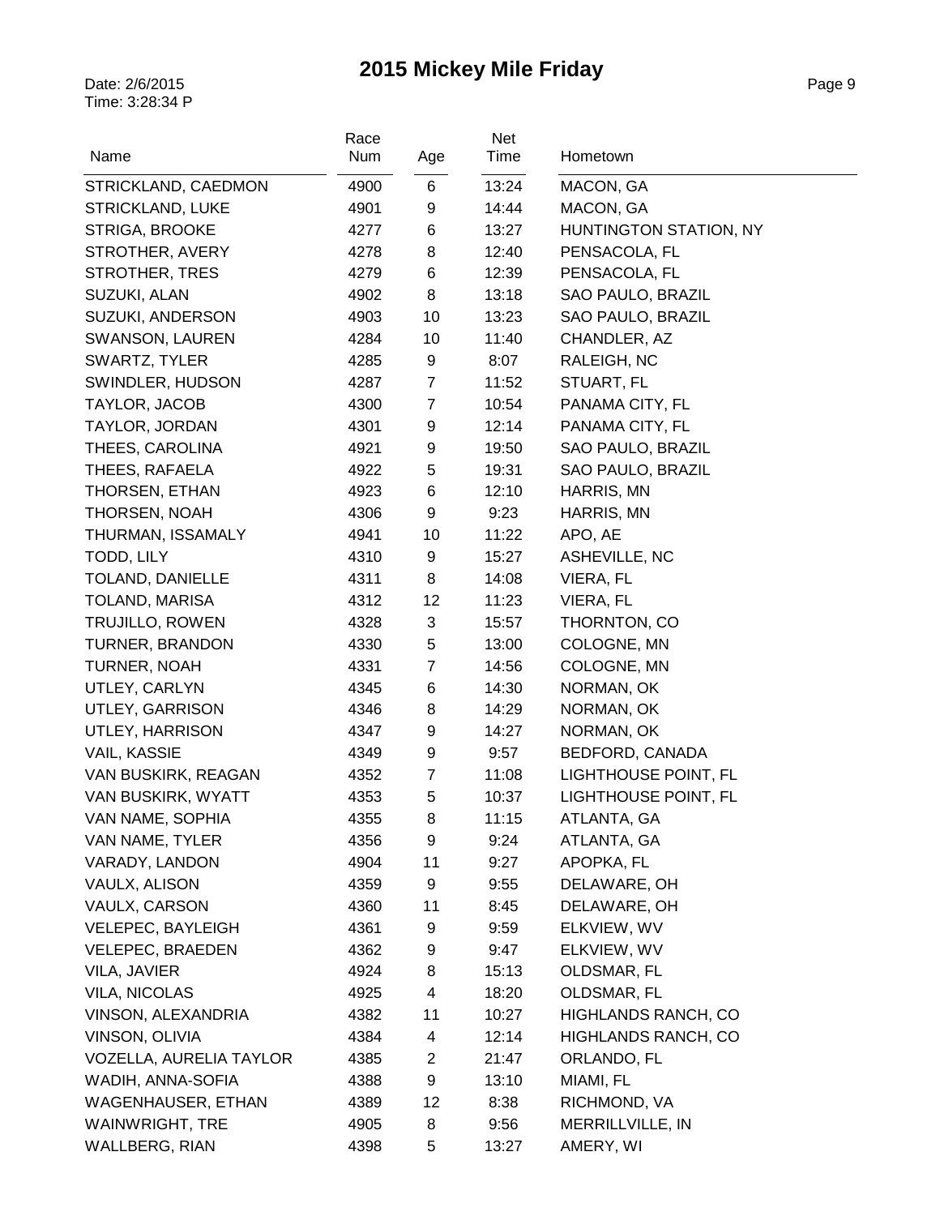# 2015 Mickey Mile Friday

Date: 2/6/2015
Time: 3:28:34 P

| Name | Race Num | Age | Net Time | Hometown |
|---|---|---|---|---|
| STRICKLAND, CAEDMON | 4900 | 6 | 13:24 | MACON, GA |
| STRICKLAND, LUKE | 4901 | 9 | 14:44 | MACON, GA |
| STRIGA, BROOKE | 4277 | 6 | 13:27 | HUNTINGTON STATION, NY |
| STROTHER, AVERY | 4278 | 8 | 12:40 | PENSACOLA, FL |
| STROTHER, TRES | 4279 | 6 | 12:39 | PENSACOLA, FL |
| SUZUKI, ALAN | 4902 | 8 | 13:18 | SAO PAULO, BRAZIL |
| SUZUKI, ANDERSON | 4903 | 10 | 13:23 | SAO PAULO, BRAZIL |
| SWANSON, LAUREN | 4284 | 10 | 11:40 | CHANDLER, AZ |
| SWARTZ, TYLER | 4285 | 9 | 8:07 | RALEIGH, NC |
| SWINDLER, HUDSON | 4287 | 7 | 11:52 | STUART, FL |
| TAYLOR, JACOB | 4300 | 7 | 10:54 | PANAMA CITY, FL |
| TAYLOR, JORDAN | 4301 | 9 | 12:14 | PANAMA CITY, FL |
| THEES, CAROLINA | 4921 | 9 | 19:50 | SAO PAULO, BRAZIL |
| THEES, RAFAELA | 4922 | 5 | 19:31 | SAO PAULO, BRAZIL |
| THORSEN, ETHAN | 4923 | 6 | 12:10 | HARRIS, MN |
| THORSEN, NOAH | 4306 | 9 | 9:23 | HARRIS, MN |
| THURMAN, ISSAMALY | 4941 | 10 | 11:22 | APO, AE |
| TODD, LILY | 4310 | 9 | 15:27 | ASHEVILLE, NC |
| TOLAND, DANIELLE | 4311 | 8 | 14:08 | VIERA, FL |
| TOLAND, MARISA | 4312 | 12 | 11:23 | VIERA, FL |
| TRUJILLO, ROWEN | 4328 | 3 | 15:57 | THORNTON, CO |
| TURNER, BRANDON | 4330 | 5 | 13:00 | COLOGNE, MN |
| TURNER, NOAH | 4331 | 7 | 14:56 | COLOGNE, MN |
| UTLEY, CARLYN | 4345 | 6 | 14:30 | NORMAN, OK |
| UTLEY, GARRISON | 4346 | 8 | 14:29 | NORMAN, OK |
| UTLEY, HARRISON | 4347 | 9 | 14:27 | NORMAN, OK |
| VAIL, KASSIE | 4349 | 9 | 9:57 | BEDFORD, CANADA |
| VAN BUSKIRK, REAGAN | 4352 | 7 | 11:08 | LIGHTHOUSE POINT, FL |
| VAN BUSKIRK, WYATT | 4353 | 5 | 10:37 | LIGHTHOUSE POINT, FL |
| VAN NAME, SOPHIA | 4355 | 8 | 11:15 | ATLANTA, GA |
| VAN NAME, TYLER | 4356 | 9 | 9:24 | ATLANTA, GA |
| VARADY, LANDON | 4904 | 11 | 9:27 | APOPKA, FL |
| VAULX, ALISON | 4359 | 9 | 9:55 | DELAWARE, OH |
| VAULX, CARSON | 4360 | 11 | 8:45 | DELAWARE, OH |
| VELEPEC, BAYLEIGH | 4361 | 9 | 9:59 | ELKVIEW, WV |
| VELEPEC, BRAEDEN | 4362 | 9 | 9:47 | ELKVIEW, WV |
| VILA, JAVIER | 4924 | 8 | 15:13 | OLDSMAR, FL |
| VILA, NICOLAS | 4925 | 4 | 18:20 | OLDSMAR, FL |
| VINSON, ALEXANDRIA | 4382 | 11 | 10:27 | HIGHLANDS RANCH, CO |
| VINSON, OLIVIA | 4384 | 4 | 12:14 | HIGHLANDS RANCH, CO |
| VOZELLA, AURELIA TAYLOR | 4385 | 2 | 21:47 | ORLANDO, FL |
| WADIH, ANNA-SOFIA | 4388 | 9 | 13:10 | MIAMI, FL |
| WAGENHAUSER, ETHAN | 4389 | 12 | 8:38 | RICHMOND, VA |
| WAINWRIGHT, TRE | 4905 | 8 | 9:56 | MERRILLVILLE, IN |
| WALLBERG, RIAN | 4398 | 5 | 13:27 | AMERY, WI |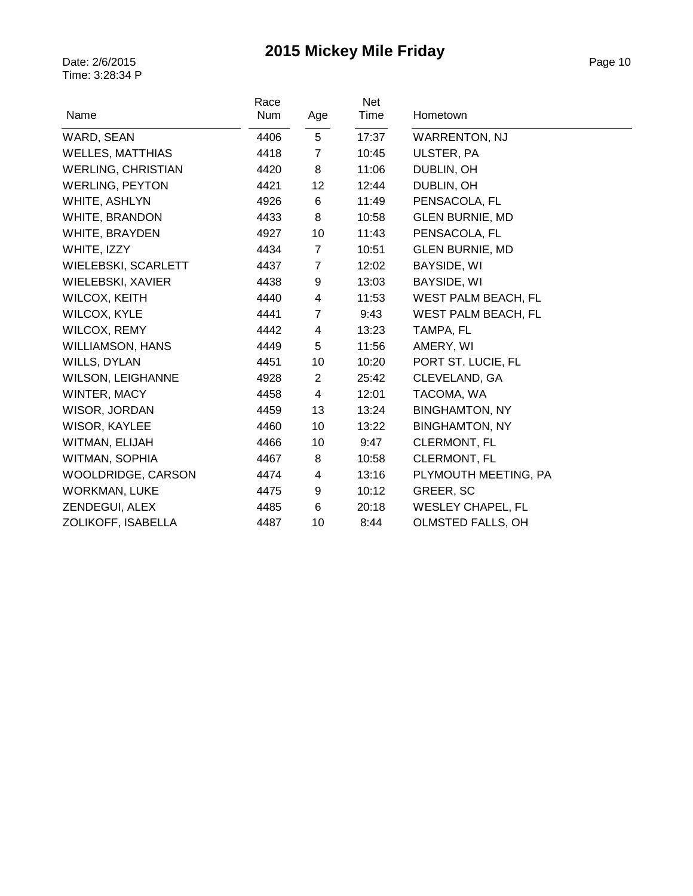# 2015 Mickey Mile Friday

Date: 2/6/2015
Time: 3:28:34 P

| Name | Race Num | Age | Net Time | Hometown |
|---|---|---|---|---|
| WARD, SEAN | 4406 | 5 | 17:37 | WARRENTON, NJ |
| WELLES, MATTHIAS | 4418 | 7 | 10:45 | ULSTER, PA |
| WERLING, CHRISTIAN | 4420 | 8 | 11:06 | DUBLIN, OH |
| WERLING, PEYTON | 4421 | 12 | 12:44 | DUBLIN, OH |
| WHITE, ASHLYN | 4926 | 6 | 11:49 | PENSACOLA, FL |
| WHITE, BRANDON | 4433 | 8 | 10:58 | GLEN BURNIE, MD |
| WHITE, BRAYDEN | 4927 | 10 | 11:43 | PENSACOLA, FL |
| WHITE, IZZY | 4434 | 7 | 10:51 | GLEN BURNIE, MD |
| WIELEBSKI, SCARLETT | 4437 | 7 | 12:02 | BAYSIDE, WI |
| WIELEBSKI, XAVIER | 4438 | 9 | 13:03 | BAYSIDE, WI |
| WILCOX, KEITH | 4440 | 4 | 11:53 | WEST PALM BEACH, FL |
| WILCOX, KYLE | 4441 | 7 | 9:43 | WEST PALM BEACH, FL |
| WILCOX, REMY | 4442 | 4 | 13:23 | TAMPA, FL |
| WILLIAMSON, HANS | 4449 | 5 | 11:56 | AMERY, WI |
| WILLS, DYLAN | 4451 | 10 | 10:20 | PORT ST. LUCIE, FL |
| WILSON, LEIGHANNE | 4928 | 2 | 25:42 | CLEVELAND, GA |
| WINTER, MACY | 4458 | 4 | 12:01 | TACOMA, WA |
| WISOR, JORDAN | 4459 | 13 | 13:24 | BINGHAMTON, NY |
| WISOR, KAYLEE | 4460 | 10 | 13:22 | BINGHAMTON, NY |
| WITMAN, ELIJAH | 4466 | 10 | 9:47 | CLERMONT, FL |
| WITMAN, SOPHIA | 4467 | 8 | 10:58 | CLERMONT, FL |
| WOOLDRIDGE, CARSON | 4474 | 4 | 13:16 | PLYMOUTH MEETING, PA |
| WORKMAN, LUKE | 4475 | 9 | 10:12 | GREER, SC |
| ZENDEGUI, ALEX | 4485 | 6 | 20:18 | WESLEY CHAPEL, FL |
| ZOLIKOFF, ISABELLA | 4487 | 10 | 8:44 | OLMSTED FALLS, OH |